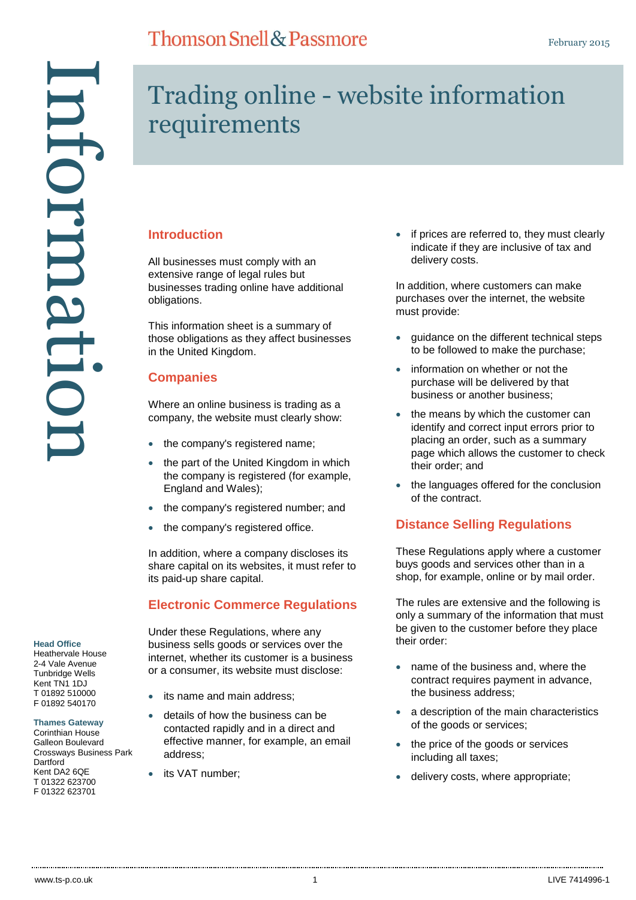# Trading online - website information requirements

## Introduction

All businesses must comply with an extensive range of legal rules but businesses trading online have additional obligations.

This information sheet is a summary of those obligations as they affect businesses in the United Kingdom.

## Companies

Where an online business is trading as a company, the website must clearly show:

- the company's registered name;
- the part of the United Kingdom in which the company is registered (for example, England and Wales);
- the company's registered number; and
- the company's registered office.

In addition, where a company discloses its share capital on its websites, it must refer to its paid-up share capital.

## Electronic Commerce Regulations

Under these Regulations, where any business sells goods or services over the internet, whether its customer is a business or a consumer, its website must disclose:

- its name and main address;
- details of how the business can be contacted rapidly and in a direct and effective manner, for example, an email address;
- its VAT number;
- if prices are referred to, they must clearly indicate if they are inclusive of tax and delivery costs.

In addition, where customers can make purchases over the internet, the website must provide:

- guidance on the different technical steps to be followed to make the purchase;
- information on whether or not the purchase will be delivered by that business or another business;
- the means by which the customer can identify and correct input errors prior to placing an order, such as a summary page which allows the customer to check their order; and
- the languages offered for the conclusion of the contract.

## Distance Selling Regulations

These Regulations apply where a customer buys goods and services other than in a shop, for example, online or by mail order.

The rules are extensive and the following is only a summary of the information that must be given to the customer before they place their order:

- name of the business and, where the contract requires payment in advance, the business address;
- a description of the main characteristics of the goods or services;
- the price of the goods or services including all taxes;
- delivery costs, where appropriate;

**Head Office**
Heathervale House
2-4 Vale Avenue
Tunbridge Wells
Kent TN1 1DJ
T 01892 510000
F 01892 540170

**Thames Gateway**
Corinthian House
Galleon Boulevard
Crossways Business Park
Dartford
Kent DA2 6QE
T 01322 623700
F 01322 623701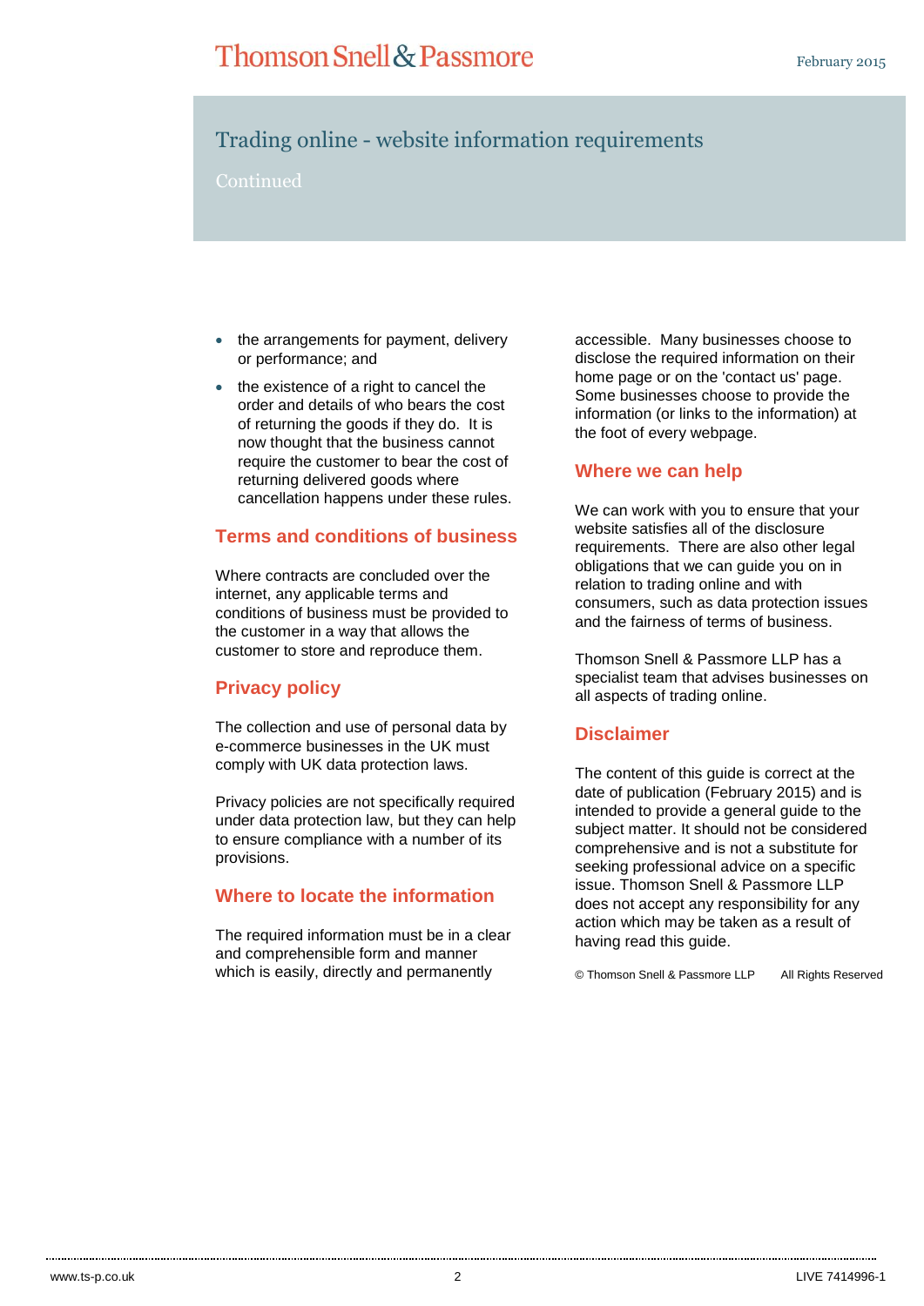# Trading online - website information requirements

Continued

- the arrangements for payment, delivery or performance; and
- the existence of a right to cancel the order and details of who bears the cost of returning the goods if they do. It is now thought that the business cannot require the customer to bear the cost of returning delivered goods where cancellation happens under these rules.

## Terms and conditions of business

Where contracts are concluded over the internet, any applicable terms and conditions of business must be provided to the customer in a way that allows the customer to store and reproduce them.

## Privacy policy

The collection and use of personal data by e-commerce businesses in the UK must comply with UK data protection laws.

Privacy policies are not specifically required under data protection law, but they can help to ensure compliance with a number of its provisions.

## Where to locate the information

The required information must be in a clear and comprehensible form and manner which is easily, directly and permanently accessible. Many businesses choose to disclose the required information on their home page or on the 'contact us' page. Some businesses choose to provide the information (or links to the information) at the foot of every webpage.

## Where we can help

We can work with you to ensure that your website satisfies all of the disclosure requirements. There are also other legal obligations that we can guide you on in relation to trading online and with consumers, such as data protection issues and the fairness of terms of business.

Thomson Snell & Passmore LLP has a specialist team that advises businesses on all aspects of trading online.

## Disclaimer

The content of this guide is correct at the date of publication (February 2015) and is intended to provide a general guide to the subject matter. It should not be considered comprehensive and is not a substitute for seeking professional advice on a specific issue. Thomson Snell & Passmore LLP does not accept any responsibility for any action which may be taken as a result of having read this guide.

© Thomson Snell & Passmore LLP All Rights Reserved